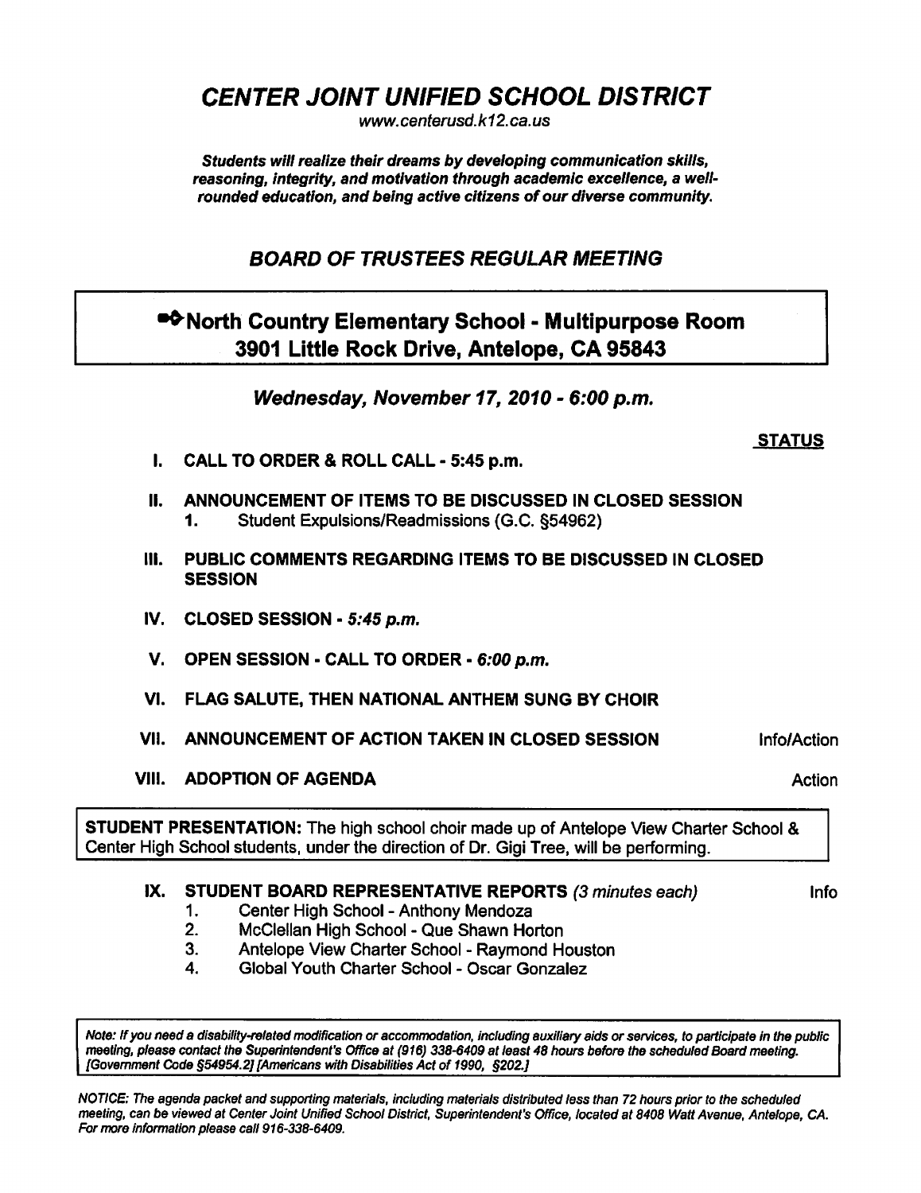# *CENTER JOINT UNIFIED SCHOOL DISTRICT*

*www.centerusd.k12.ca.us*

***Students will realize their dreams by developing communication skills, reasoning, integrity, and motivation through academic excellence, a well-rounded education, and being active citizens of our diverse community.***

## *BOARD OF TRUSTEES REGULAR MEETING*

**North Country Elementary School - Multipurpose Room**
**3901 Little Rock Drive, Antelope, CA 95843**

***Wednesday, November 17, 2010 - 6:00 p.m.***

**STATUS**

**I. CALL TO ORDER & ROLL CALL - 5:45 p.m.**

**II. ANNOUNCEMENT OF ITEMS TO BE DISCUSSED IN CLOSED SESSION**
  1. Student Expulsions/Readmissions (G.C. §54962)

**III. PUBLIC COMMENTS REGARDING ITEMS TO BE DISCUSSED IN CLOSED SESSION**

**IV. CLOSED SESSION - *5:45 p.m.***

**V. OPEN SESSION - CALL TO ORDER - *6:00 p.m.***

**VI. FLAG SALUTE, THEN NATIONAL ANTHEM SUNG BY CHOIR**

**VII. ANNOUNCEMENT OF ACTION TAKEN IN CLOSED SESSION** — Info/Action

**VIII. ADOPTION OF AGENDA** — Action

**STUDENT PRESENTATION:** The high school choir made up of Antelope View Charter School & Center High School students, under the direction of Dr. Gigi Tree, will be performing.

**IX. STUDENT BOARD REPRESENTATIVE REPORTS** *(3 minutes each)* — Info
  1. Center High School - Anthony Mendoza
  2. McClellan High School - Que Shawn Horton
  3. Antelope View Charter School - Raymond Houston
  4. Global Youth Charter School - Oscar Gonzalez

*Note: If you need a disability-related modification or accommodation, including auxiliary aids or services, to participate in the public meeting, please contact the Superintendent's Office at (916) 338-6409 at least 48 hours before the scheduled Board meeting. [Government Code §54954.2] [Americans with Disabilities Act of 1990, §202.]*

*NOTICE: The agenda packet and supporting materials, including materials distributed less than 72 hours prior to the scheduled meeting, can be viewed at Center Joint Unified School District, Superintendent's Office, located at 8408 Watt Avenue, Antelope, CA. For more information please call 916-338-6409.*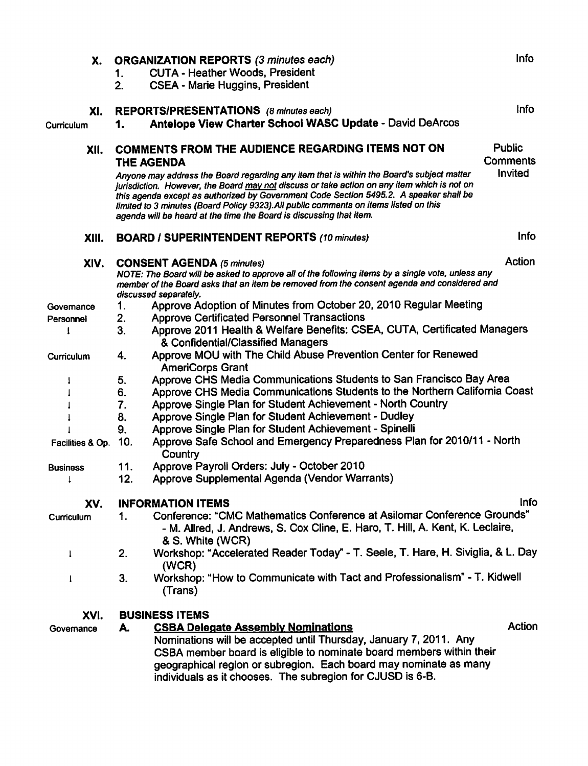## X. ORGANIZATION REPORTS *(3 minutes each)* — Info

1. CUTA - Heather Woods, President
2. CSEA - Marie Huggins, President

## XI. REPORTS/PRESENTATIONS *(8 minutes each)* — Info

Curriculum — 1. **Antelope View Charter School WASC Update** - David DeArcos

## XII. COMMENTS FROM THE AUDIENCE REGARDING ITEMS NOT ON THE AGENDA — Public Comments Invited

*Anyone may address the Board regarding any item that is within the Board's subject matter jurisdiction. However, the Board may not discuss or take action on any item which is not on this agenda except as authorized by Government Code Section 5495.2. A speaker shall be limited to 3 minutes (Board Policy 9323).All public comments on items listed on this agenda will be heard at the time the Board is discussing that item.*

## XIII. BOARD / SUPERINTENDENT REPORTS *(10 minutes)* — Info

## XIV. CONSENT AGENDA *(5 minutes)* — Action

*NOTE: The Board will be asked to approve all of the following items by a single vote, unless any member of the Board asks that an item be removed from the consent agenda and considered and discussed separately.*

| | | |
|---|---|---|
| Governance | 1. | Approve Adoption of Minutes from October 20, 2010 Regular Meeting |
| Personnel | 2. | Approve Certificated Personnel Transactions |
| ↓ | 3. | Approve 2011 Health & Welfare Benefits: CSEA, CUTA, Certificated Managers & Confidential/Classified Managers |
| Curriculum | 4. | Approve MOU with The Child Abuse Prevention Center for Renewed AmeriCorps Grant |
| ↓ | 5. | Approve CHS Media Communications Students to San Francisco Bay Area |
| ↓ | 6. | Approve CHS Media Communications Students to the Northern California Coast |
| ↓ | 7. | Approve Single Plan for Student Achievement - North Country |
| ↓ | 8. | Approve Single Plan for Student Achievement - Dudley |
| ↓ | 9. | Approve Single Plan for Student Achievement - Spinelli |
| Facilities & Op. | 10. | Approve Safe School and Emergency Preparedness Plan for 2010/11 - North Country |
| Business | 11. | Approve Payroll Orders: July - October 2010 |
| ↓ | 12. | Approve Supplemental Agenda (Vendor Warrants) |

## XV. INFORMATION ITEMS — Info

| | | |
|---|---|---|
| Curriculum | 1. | Conference: "CMC Mathematics Conference at Asilomar Conference Grounds" - M. Allred, J. Andrews, S. Cox Cline, E. Haro, T. Hill, A. Kent, K. Leclaire, & S. White (WCR) |
| ↓ | 2. | Workshop: "Accelerated Reader Today" - T. Seele, T. Hare, H. Siviglia, & L. Day (WCR) |
| ↓ | 3. | Workshop: "How to Communicate with Tact and Professionalism" - T. Kidwell (Trans) |

## XVI. BUSINESS ITEMS

Governance — A. **CSBA Delegate Assembly Nominations** — Action

Nominations will be accepted until Thursday, January 7, 2011. Any CSBA member board is eligible to nominate board members within their geographical region or subregion. Each board may nominate as many individuals as it chooses. The subregion for CJUSD is 6-B.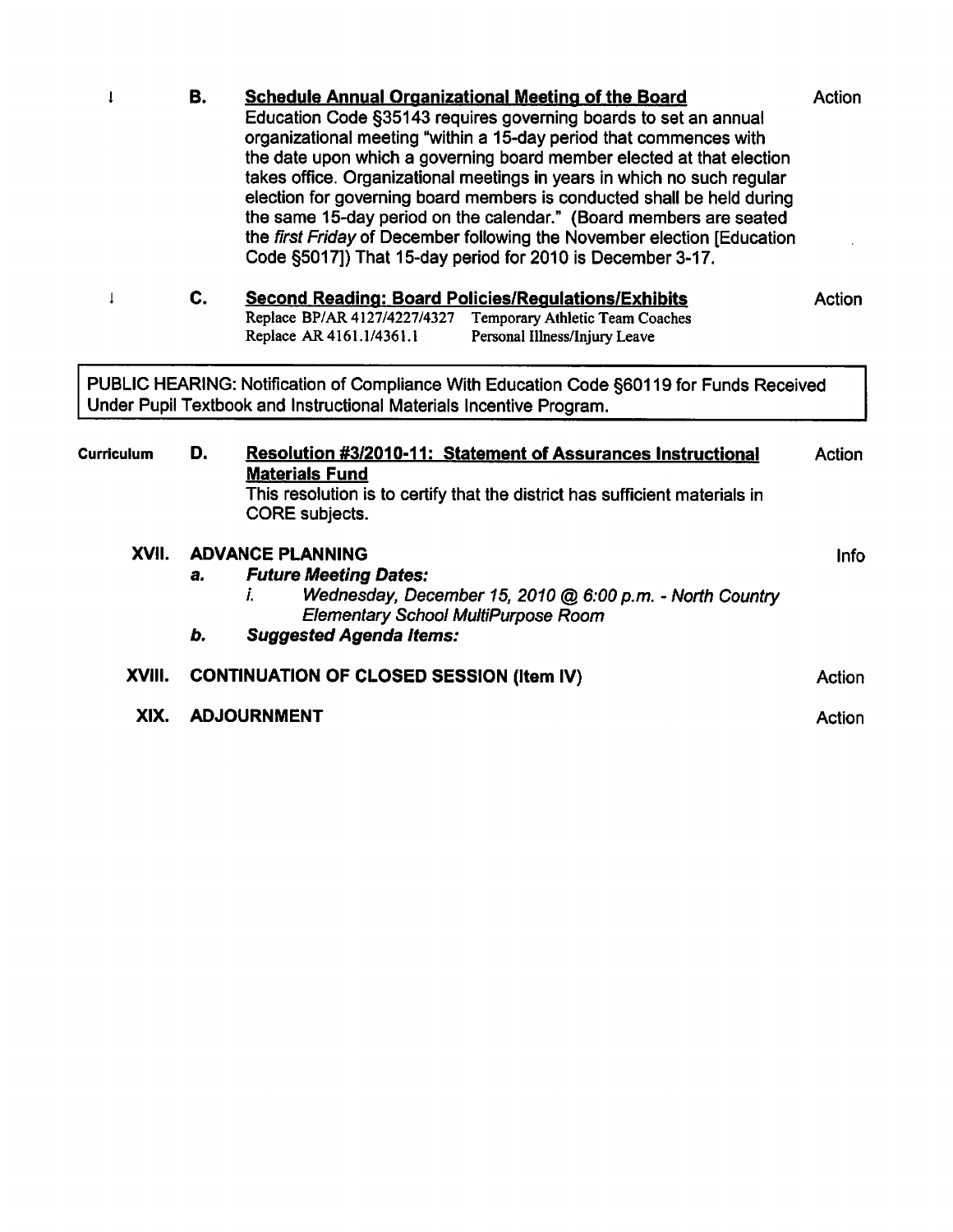| | | | |
|---|---|---|---|
| ↓ | **B.** | **Schedule Annual Organizational Meeting of the Board**<br>Education Code §35143 requires governing boards to set an annual organizational meeting "within a 15-day period that commences with the date upon which a governing board member elected at that election takes office. Organizational meetings in years in which no such regular election for governing board members is conducted shall be held during the same 15-day period on the calendar." (Board members are seated the *first Friday* of December following the November election [Education Code §5017]) That 15-day period for 2010 is December 3-17. | Action |
| ↓ | **C.** | **Second Reading: Board Policies/Regulations/Exhibits**<br>Replace BP/AR 4127/4227/4327 Temporary Athletic Team Coaches<br>Replace AR 4161.1/4361.1 Personal Illness/Injury Leave | Action |

PUBLIC HEARING: Notification of Compliance With Education Code §60119 for Funds Received Under Pupil Textbook and Instructional Materials Incentive Program.

| | | | |
|---|---|---|---|
| Curriculum | **D.** | **Resolution #3/2010-11: Statement of Assurances Instructional Materials Fund**<br>This resolution is to certify that the district has sufficient materials in CORE subjects. | Action |

**XVII. ADVANCE PLANNING** — Info

- ***a. Future Meeting Dates:***
  - *i. Wednesday, December 15, 2010 @ 6:00 p.m. - North Country Elementary School MultiPurpose Room*
- ***b. Suggested Agenda Items:***

**XVIII. CONTINUATION OF CLOSED SESSION (Item IV)** — Action

**XIX. ADJOURNMENT** — Action